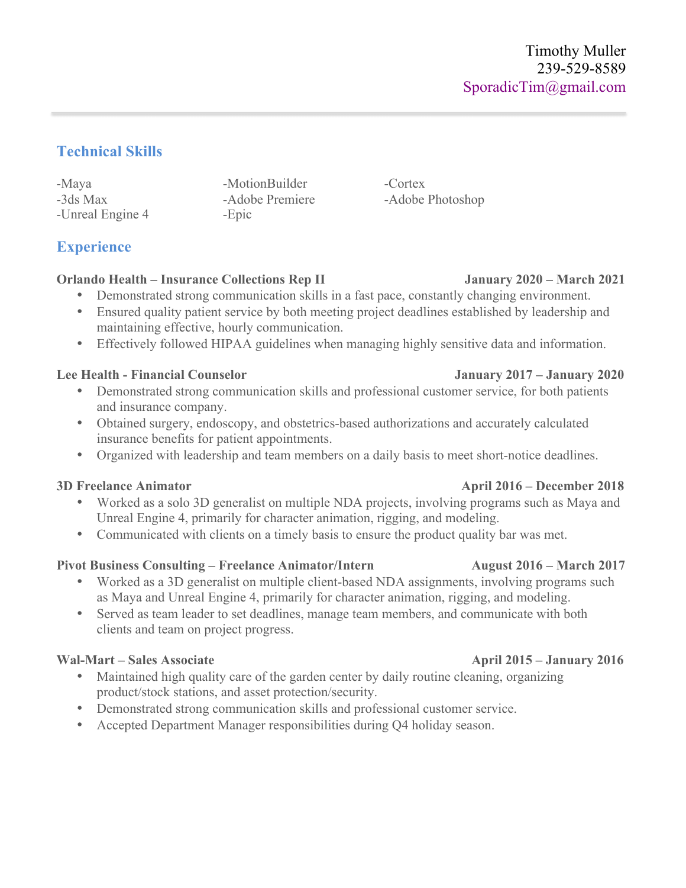Timothy Muller
239-529-8589
SporadicTim@gmail.com

## Technical Skills

-Maya
-3ds Max
-Unreal Engine 4
-MotionBuilder
-Adobe Premiere
-Epic
-Cortex
-Adobe Photoshop

## Experience

**Orlando Health – Insurance Collections Rep II** **January 2020 – March 2021**

- Demonstrated strong communication skills in a fast pace, constantly changing environment.
- Ensured quality patient service by both meeting project deadlines established by leadership and maintaining effective, hourly communication.
- Effectively followed HIPAA guidelines when managing highly sensitive data and information.

**Lee Health - Financial Counselor** **January 2017 – January 2020**

- Demonstrated strong communication skills and professional customer service, for both patients and insurance company.
- Obtained surgery, endoscopy, and obstetrics-based authorizations and accurately calculated insurance benefits for patient appointments.
- Organized with leadership and team members on a daily basis to meet short-notice deadlines.

**3D Freelance Animator** **April 2016 – December 2018**

- Worked as a solo 3D generalist on multiple NDA projects, involving programs such as Maya and Unreal Engine 4, primarily for character animation, rigging, and modeling.
- Communicated with clients on a timely basis to ensure the product quality bar was met.

**Pivot Business Consulting – Freelance Animator/Intern** **August 2016 – March 2017**

- Worked as a 3D generalist on multiple client-based NDA assignments, involving programs such as Maya and Unreal Engine 4, primarily for character animation, rigging, and modeling.
- Served as team leader to set deadlines, manage team members, and communicate with both clients and team on project progress.

**Wal-Mart – Sales Associate** **April 2015 – January 2016**

- Maintained high quality care of the garden center by daily routine cleaning, organizing product/stock stations, and asset protection/security.
- Demonstrated strong communication skills and professional customer service.
- Accepted Department Manager responsibilities during Q4 holiday season.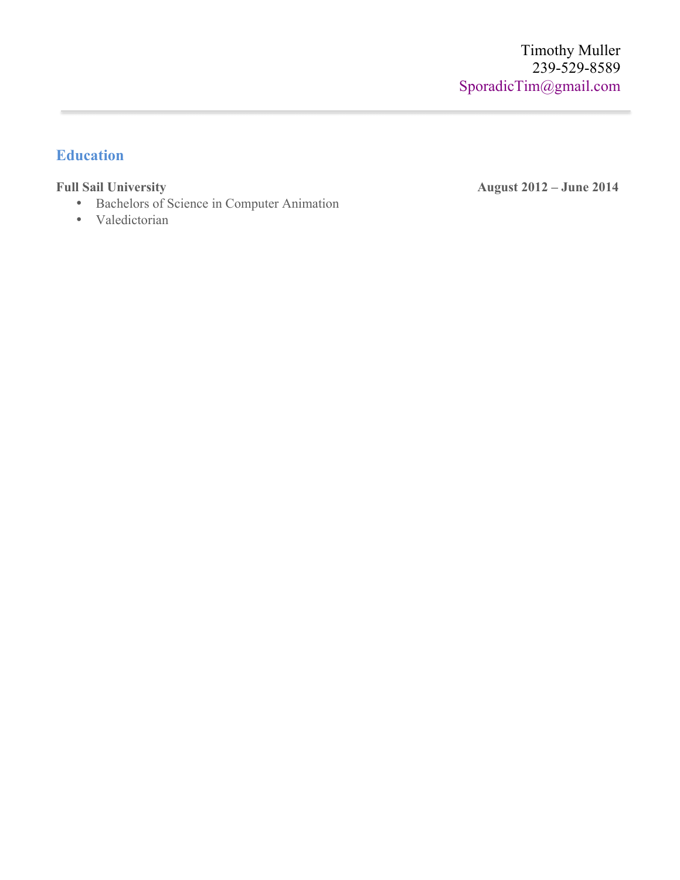Timothy Muller
239-529-8589
SporadicTim@gmail.com

---

## Education

**Full Sail University** **August 2012 – June 2014**

- Bachelors of Science in Computer Animation
- Valedictorian